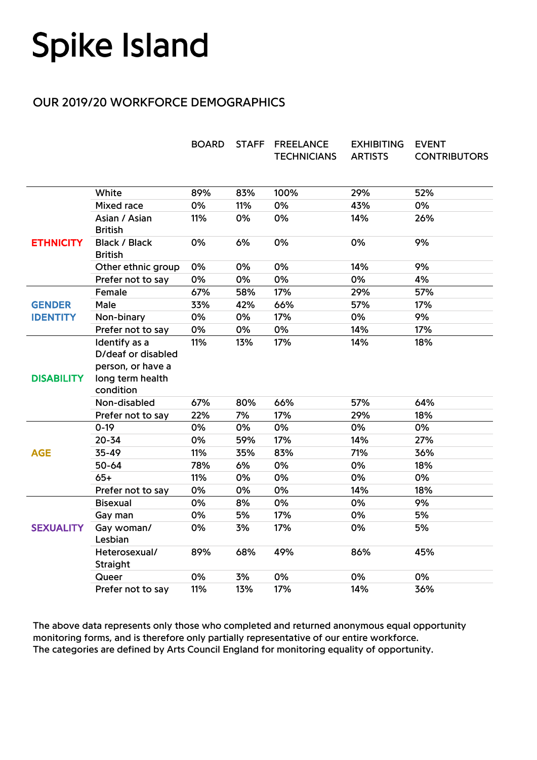# Spike Island

## OUR 2019/20 WORKFORCE DEMOGRAPHICS

| | | BOARD | STAFF | FREELANCE TECHNICIANS | EXHIBITING ARTISTS | EVENT CONTRIBUTORS |
|---|---|---|---|---|---|---|
| ETHNICITY | White | 89% | 83% | 100% | 29% | 52% |
| | Mixed race | 0% | 11% | 0% | 43% | 0% |
| | Asian / Asian British | 11% | 0% | 0% | 14% | 26% |
| | Black / Black British | 0% | 6% | 0% | 0% | 9% |
| | Other ethnic group | 0% | 0% | 0% | 14% | 9% |
| | Prefer not to say | 0% | 0% | 0% | 0% | 4% |
| GENDER IDENTITY | Female | 67% | 58% | 17% | 29% | 57% |
| | Male | 33% | 42% | 66% | 57% | 17% |
| | Non-binary | 0% | 0% | 17% | 0% | 9% |
| | Prefer not to say | 0% | 0% | 0% | 14% | 17% |
| DISABILITY | Identify as a D/deaf or disabled person, or have a long term health condition | 11% | 13% | 17% | 14% | 18% |
| | Non-disabled | 67% | 80% | 66% | 57% | 64% |
| | Prefer not to say | 22% | 7% | 17% | 29% | 18% |
| AGE | 0-19 | 0% | 0% | 0% | 0% | 0% |
| | 20-34 | 0% | 59% | 17% | 14% | 27% |
| | 35-49 | 11% | 35% | 83% | 71% | 36% |
| | 50-64 | 78% | 6% | 0% | 0% | 18% |
| | 65+ | 11% | 0% | 0% | 0% | 0% |
| | Prefer not to say | 0% | 0% | 0% | 14% | 18% |
| SEXUALITY | Bisexual | 0% | 8% | 0% | 0% | 9% |
| | Gay man | 0% | 5% | 17% | 0% | 5% |
| | Gay woman/ Lesbian | 0% | 3% | 17% | 0% | 5% |
| | Heterosexual/ Straight | 89% | 68% | 49% | 86% | 45% |
| | Queer | 0% | 3% | 0% | 0% | 0% |
| | Prefer not to say | 11% | 13% | 17% | 14% | 36% |

The above data represents only those who completed and returned anonymous equal opportunity monitoring forms, and is therefore only partially representative of our entire workforce.
The categories are defined by Arts Council England for monitoring equality of opportunity.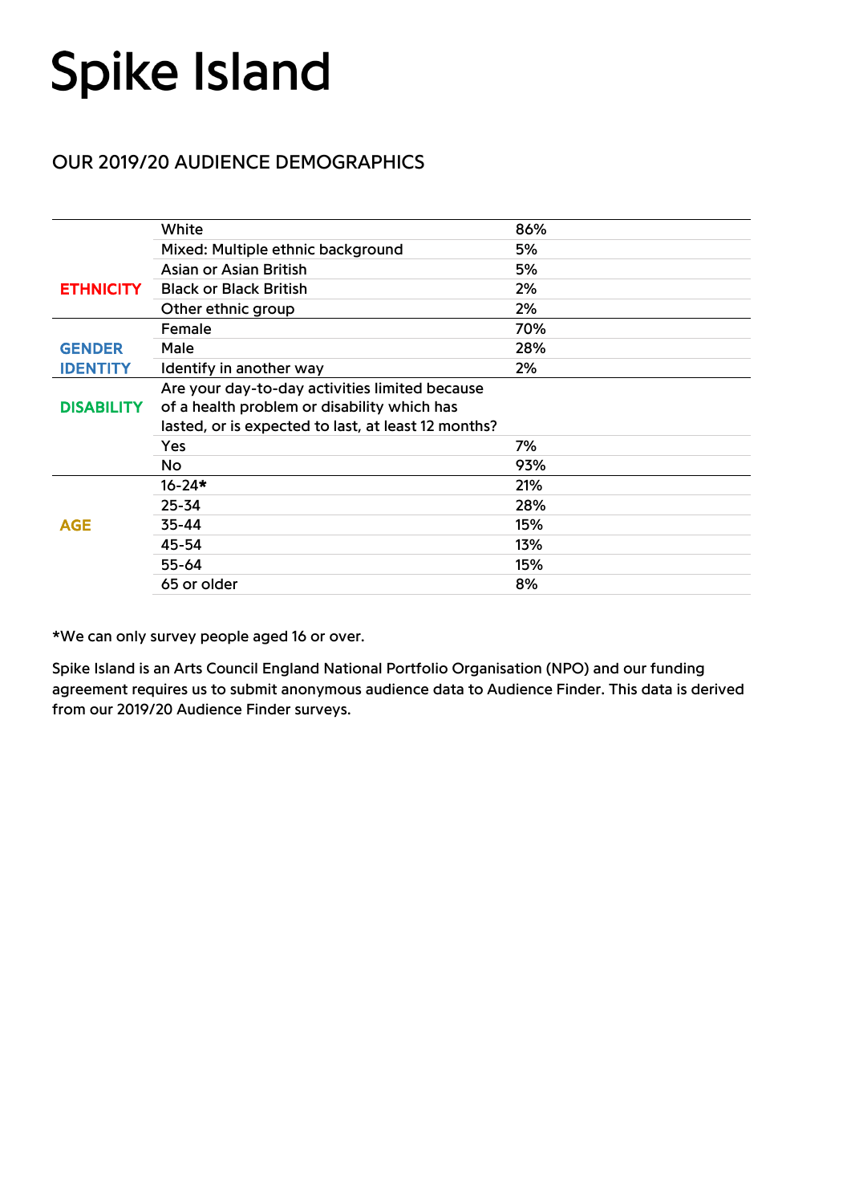# Spike Island

## OUR 2019/20 AUDIENCE DEMOGRAPHICS

| | | |
|---|---|---|
| **ETHNICITY** | White | 86% |
| | Mixed: Multiple ethnic background | 5% |
| | Asian or Asian British | 5% |
| | Black or Black British | 2% |
| | Other ethnic group | 2% |
| **GENDER IDENTITY** | Female | 70% |
| | Male | 28% |
| | Identify in another way | 2% |
| **DISABILITY** | Are your day-to-day activities limited because of a health problem or disability which has lasted, or is expected to last, at least 12 months? | |
| | Yes | 7% |
| | No | 93% |
| **AGE** | 16-24* | 21% |
| | 25-34 | 28% |
| | 35-44 | 15% |
| | 45-54 | 13% |
| | 55-64 | 15% |
| | 65 or older | 8% |

*We can only survey people aged 16 or over.

Spike Island is an Arts Council England National Portfolio Organisation (NPO) and our funding agreement requires us to submit anonymous audience data to Audience Finder. This data is derived from our 2019/20 Audience Finder surveys.